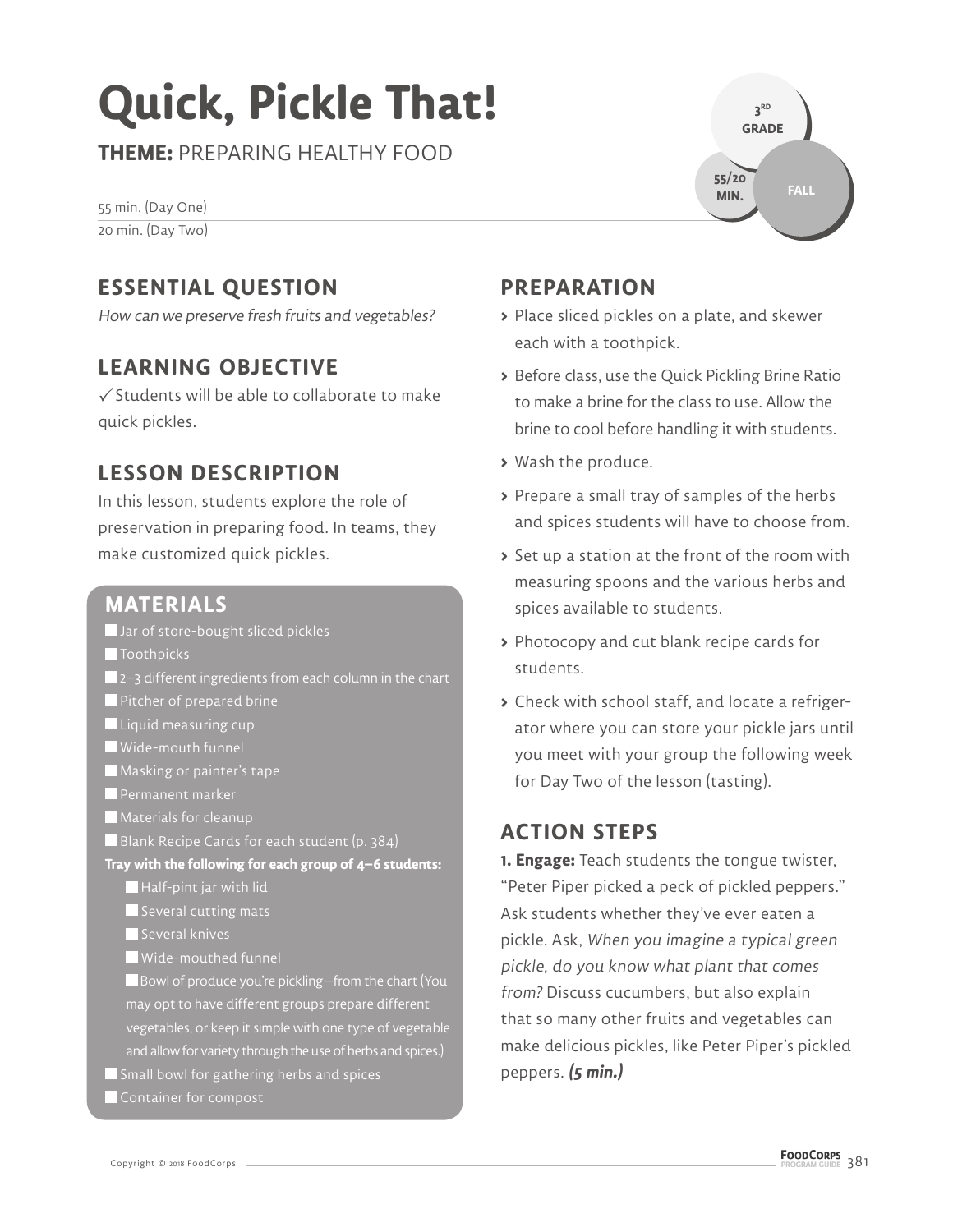# Quick, Pickle That!

**THEME:** PREPARING HEALTHY FOOD

3RD GRADE | 55/20 MIN. | FALL

55 min. (Day One)
20 min. (Day Two)

## ESSENTIAL QUESTION

*How can we preserve fresh fruits and vegetables?*

## LEARNING OBJECTIVE

✓ Students will be able to collaborate to make quick pickles.

## LESSON DESCRIPTION

In this lesson, students explore the role of preservation in preparing food. In teams, they make customized quick pickles.

## MATERIALS

- Jar of store-bought sliced pickles
- Toothpicks
- 2–3 different ingredients from each column in the chart
- Pitcher of prepared brine
- Liquid measuring cup
- Wide-mouth funnel
- Masking or painter's tape
- Permanent marker
- Materials for cleanup
- Blank Recipe Cards for each student (p. 384)

**Tray with the following for each group of 4–6 students:**

- Half-pint jar with lid
- Several cutting mats
- Several knives
- Wide-mouthed funnel
- Bowl of produce you're pickling—from the chart (You may opt to have different groups prepare different vegetables, or keep it simple with one type of vegetable and allow for variety through the use of herbs and spices.)
- Small bowl for gathering herbs and spices
- Container for compost

## PREPARATION

- Place sliced pickles on a plate, and skewer each with a toothpick.
- Before class, use the Quick Pickling Brine Ratio to make a brine for the class to use. Allow the brine to cool before handling it with students.
- Wash the produce.
- Prepare a small tray of samples of the herbs and spices students will have to choose from.
- Set up a station at the front of the room with measuring spoons and the various herbs and spices available to students.
- Photocopy and cut blank recipe cards for students.
- Check with school staff, and locate a refrigerator where you can store your pickle jars until you meet with your group the following week for Day Two of the lesson (tasting).

## ACTION STEPS

**1. Engage:** Teach students the tongue twister, "Peter Piper picked a peck of pickled peppers." Ask students whether they've ever eaten a pickle. Ask, *When you imagine a typical green pickle, do you know what plant that comes from?* Discuss cucumbers, but also explain that so many other fruits and vegetables can make delicious pickles, like Peter Piper's pickled peppers. ***(5 min.)***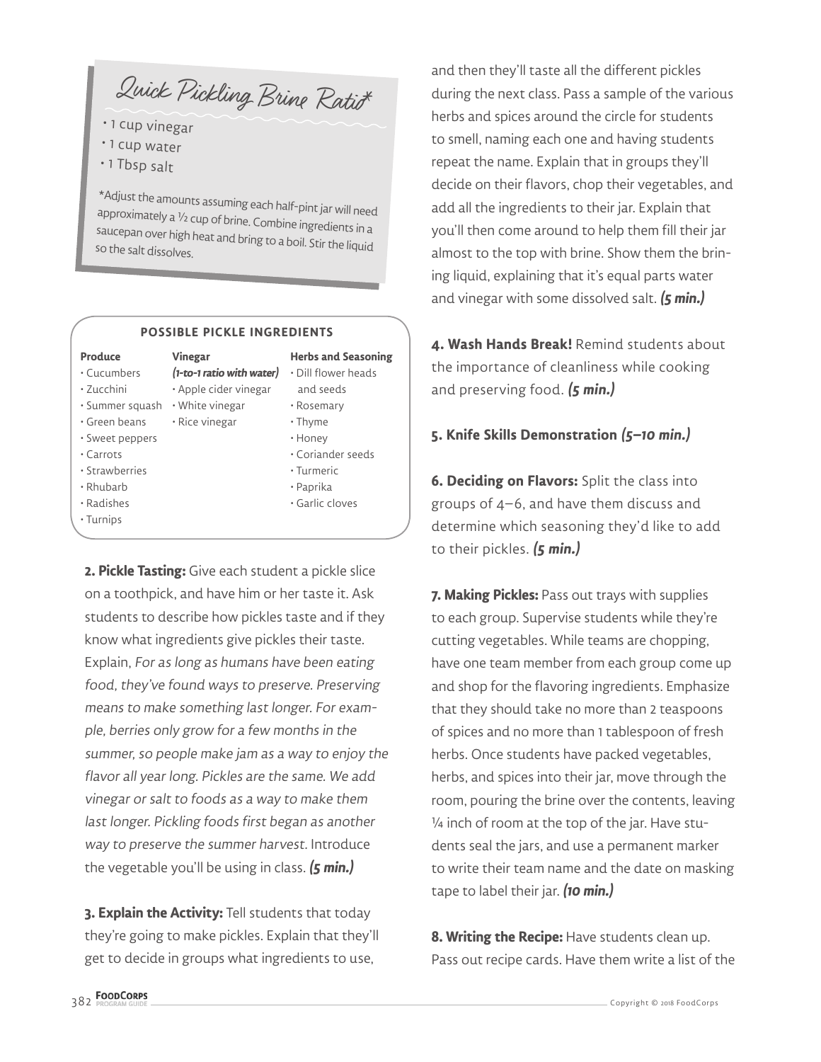### Quick Pickling Brine Ratio*

- 1 cup vinegar
- 1 cup water
- 1 Tbsp salt

*Adjust the amounts assuming each half-pint jar will need approximately a ½ cup of brine. Combine ingredients in a saucepan over high heat and bring to a boil. Stir the liquid so the salt dissolves.

**POSSIBLE PICKLE INGREDIENTS**

| Produce | Vinegar *(1-to-1 ratio with water)* | Herbs and Seasoning |
|---|---|---|
| Cucumbers | Apple cider vinegar | Dill flower heads and seeds |
| Zucchini | White vinegar | Rosemary |
| Summer squash | Rice vinegar | Thyme |
| Green beans | | Honey |
| Sweet peppers | | Coriander seeds |
| Carrots | | Turmeric |
| Strawberries | | Paprika |
| Rhubarb | | Garlic cloves |
| Radishes | | |
| Turnips | | |

**2. Pickle Tasting:** Give each student a pickle slice on a toothpick, and have him or her taste it. Ask students to describe how pickles taste and if they know what ingredients give pickles their taste. Explain, *For as long as humans have been eating food, they've found ways to preserve. Preserving means to make something last longer. For example, berries only grow for a few months in the summer, so people make jam as a way to enjoy the flavor all year long. Pickles are the same. We add vinegar or salt to foods as a way to make them last longer. Pickling foods first began as another way to preserve the summer harvest.* Introduce the vegetable you'll be using in class. ***(5 min.)***

**3. Explain the Activity:** Tell students that today they're going to make pickles. Explain that they'll get to decide in groups what ingredients to use, and then they'll taste all the different pickles during the next class. Pass a sample of the various herbs and spices around the circle for students to smell, naming each one and having students repeat the name. Explain that in groups they'll decide on their flavors, chop their vegetables, and add all the ingredients to their jar. Explain that you'll then come around to help them fill their jar almost to the top with brine. Show them the brining liquid, explaining that it's equal parts water and vinegar with some dissolved salt. ***(5 min.)***

**4. Wash Hands Break!** Remind students about the importance of cleanliness while cooking and preserving food. ***(5 min.)***

**5. Knife Skills Demonstration *(5–10 min.)***

**6. Deciding on Flavors:** Split the class into groups of 4–6, and have them discuss and determine which seasoning they'd like to add to their pickles. ***(5 min.)***

**7. Making Pickles:** Pass out trays with supplies to each group. Supervise students while they're cutting vegetables. While teams are chopping, have one team member from each group come up and shop for the flavoring ingredients. Emphasize that they should take no more than 2 teaspoons of spices and no more than 1 tablespoon of fresh herbs. Once students have packed vegetables, herbs, and spices into their jar, move through the room, pouring the brine over the contents, leaving ¼ inch of room at the top of the jar. Have students seal the jars, and use a permanent marker to write their team name and the date on masking tape to label their jar. ***(10 min.)***

**8. Writing the Recipe:** Have students clean up. Pass out recipe cards. Have them write a list of the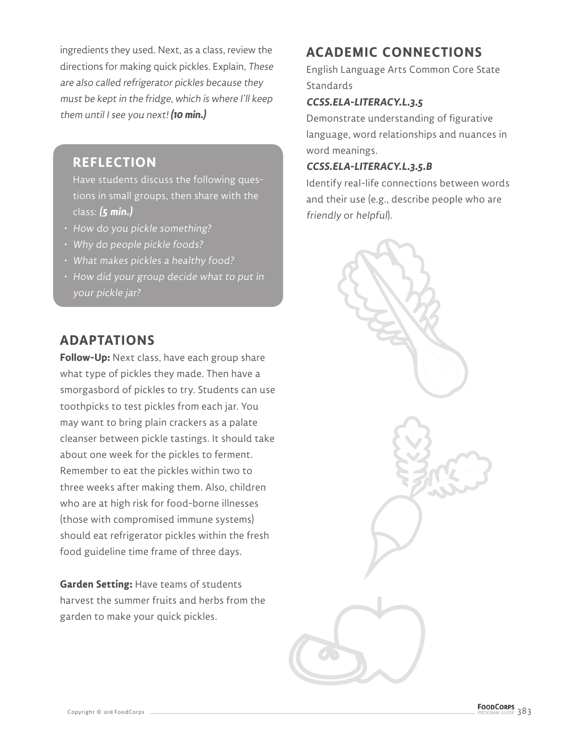ingredients they used. Next, as a class, review the directions for making quick pickles. Explain, *These are also called refrigerator pickles because they must be kept in the fridge, which is where I'll keep them until I see you next!* ***(10 min.)***

## REFLECTION

Have students discuss the following questions in small groups, then share with the class: ***(5 min.)***

- *How do you pickle something?*
- *Why do people pickle foods?*
- *What makes pickles a healthy food?*
- *How did your group decide what to put in your pickle jar?*

## ADAPTATIONS

**Follow-Up:** Next class, have each group share what type of pickles they made. Then have a smorgasbord of pickles to try. Students can use toothpicks to test pickles from each jar. You may want to bring plain crackers as a palate cleanser between pickle tastings. It should take about one week for the pickles to ferment. Remember to eat the pickles within two to three weeks after making them. Also, children who are at high risk for food-borne illnesses (those with compromised immune systems) should eat refrigerator pickles within the fresh food guideline time frame of three days.

**Garden Setting:** Have teams of students harvest the summer fruits and herbs from the garden to make your quick pickles.

## ACADEMIC CONNECTIONS

English Language Arts Common Core State Standards

***CCSS.ELA-LITERACY.L.3.5***

Demonstrate understanding of figurative language, word relationships and nuances in word meanings.

***CCSS.ELA-LITERACY.L.3.5.B***

Identify real-life connections between words and their use (e.g., describe people who are *friendly* or *helpful*).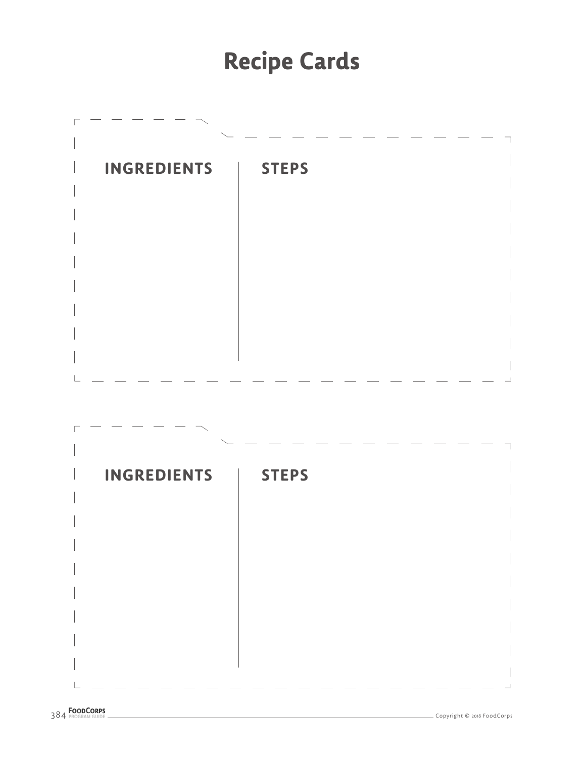# Recipe Cards

| INGREDIENTS | STEPS |
| --- | --- |
| | |

| INGREDIENTS | STEPS |
| --- | --- |
| | |

Copyright © 2018 FoodCorps